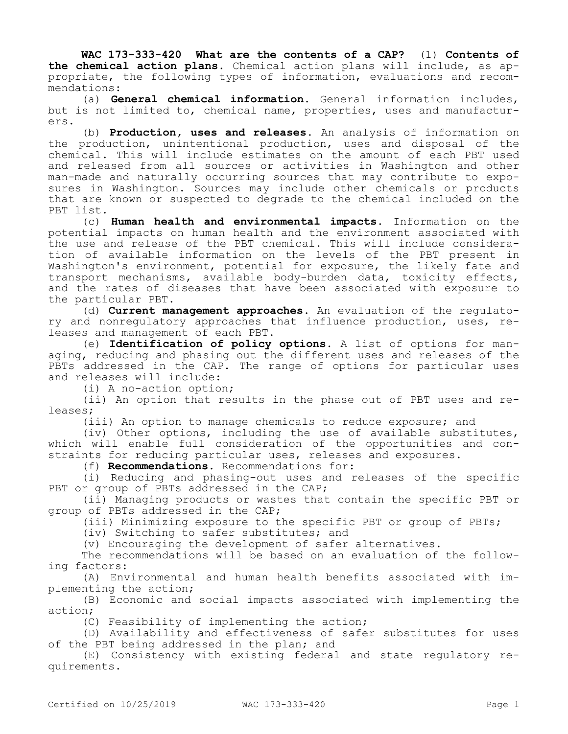**WAC 173-333-420 What are the contents of a CAP?** (1) **Contents of the chemical action plans.** Chemical action plans will include, as appropriate, the following types of information, evaluations and recommendations:

(a) **General chemical information.** General information includes, but is not limited to, chemical name, properties, uses and manufacturers.

(b) **Production, uses and releases.** An analysis of information on the production, unintentional production, uses and disposal of the chemical. This will include estimates on the amount of each PBT used and released from all sources or activities in Washington and other man-made and naturally occurring sources that may contribute to exposures in Washington. Sources may include other chemicals or products that are known or suspected to degrade to the chemical included on the PBT list.

(c) **Human health and environmental impacts.** Information on the potential impacts on human health and the environment associated with the use and release of the PBT chemical. This will include consideration of available information on the levels of the PBT present in Washington's environment, potential for exposure, the likely fate and transport mechanisms, available body-burden data, toxicity effects, and the rates of diseases that have been associated with exposure to the particular PBT.

(d) **Current management approaches.** An evaluation of the regulatory and nonregulatory approaches that influence production, uses, releases and management of each PBT.

(e) **Identification of policy options.** A list of options for managing, reducing and phasing out the different uses and releases of the PBTs addressed in the CAP. The range of options for particular uses and releases will include:

(i) A no-action option;

(ii) An option that results in the phase out of PBT uses and releases;

(iii) An option to manage chemicals to reduce exposure; and

(iv) Other options, including the use of available substitutes, which will enable full consideration of the opportunities and constraints for reducing particular uses, releases and exposures.

(f) **Recommendations.** Recommendations for:

(i) Reducing and phasing-out uses and releases of the specific PBT or group of PBTs addressed in the CAP;

(ii) Managing products or wastes that contain the specific PBT or group of PBTs addressed in the CAP;

(iii) Minimizing exposure to the specific PBT or group of PBTs;

(iv) Switching to safer substitutes; and

(v) Encouraging the development of safer alternatives.

The recommendations will be based on an evaluation of the following factors:

(A) Environmental and human health benefits associated with implementing the action;

(B) Economic and social impacts associated with implementing the action;

(C) Feasibility of implementing the action;

(D) Availability and effectiveness of safer substitutes for uses of the PBT being addressed in the plan; and

(E) Consistency with existing federal and state regulatory requirements.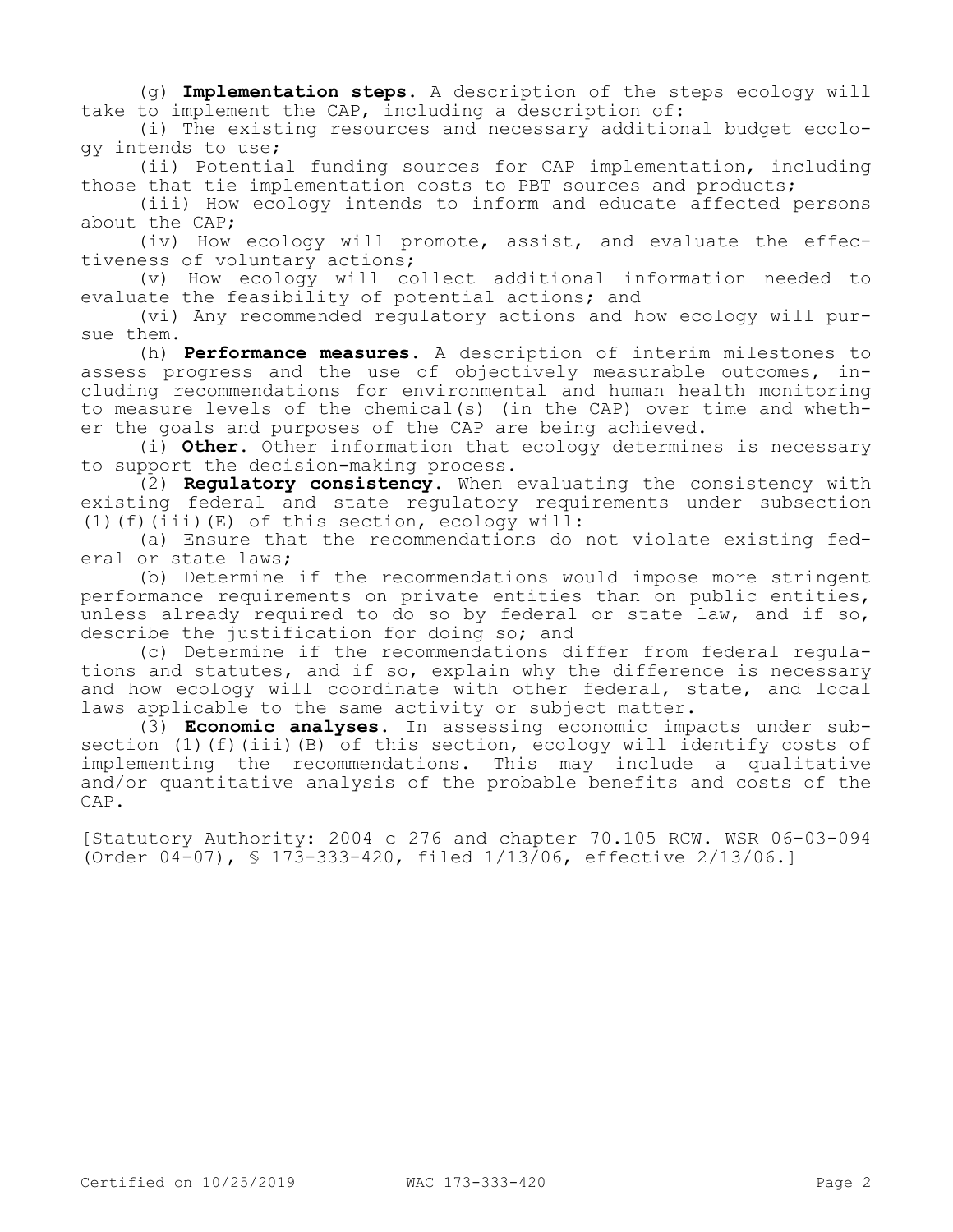(g) **Implementation steps.** A description of the steps ecology will take to implement the CAP, including a description of:

(i) The existing resources and necessary additional budget ecology intends to use;

(ii) Potential funding sources for CAP implementation, including those that tie implementation costs to PBT sources and products;

(iii) How ecology intends to inform and educate affected persons about the CAP;

(iv) How ecology will promote, assist, and evaluate the effectiveness of voluntary actions;

(v) How ecology will collect additional information needed to evaluate the feasibility of potential actions; and

(vi) Any recommended regulatory actions and how ecology will pursue them.

(h) **Performance measures.** A description of interim milestones to assess progress and the use of objectively measurable outcomes, including recommendations for environmental and human health monitoring to measure levels of the chemical(s) (in the CAP) over time and whether the goals and purposes of the CAP are being achieved.

(i) **Other.** Other information that ecology determines is necessary to support the decision-making process.

(2) **Regulatory consistency.** When evaluating the consistency with existing federal and state regulatory requirements under subsection (1)(f)(iii)(E) of this section, ecology will:

(a) Ensure that the recommendations do not violate existing federal or state laws;

(b) Determine if the recommendations would impose more stringent performance requirements on private entities than on public entities, unless already required to do so by federal or state law, and if so, describe the justification for doing so; and

(c) Determine if the recommendations differ from federal regulations and statutes, and if so, explain why the difference is necessary and how ecology will coordinate with other federal, state, and local laws applicable to the same activity or subject matter.

(3) **Economic analyses.** In assessing economic impacts under subsection (1)(f)(iii)(B) of this section, ecology will identify costs of implementing the recommendations. This may include a qualitative and/or quantitative analysis of the probable benefits and costs of the CAP.

[Statutory Authority: 2004 c 276 and chapter 70.105 RCW. WSR 06-03-094 (Order 04-07), § 173-333-420, filed 1/13/06, effective 2/13/06.]